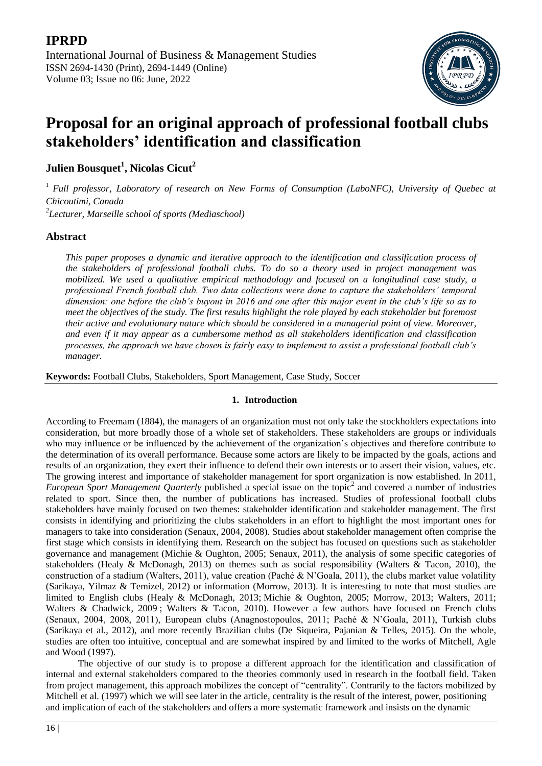**IPRPD**

International Journal of Business & Management Studies
ISSN 2694-1430 (Print), 2694-1449 (Online)
Volume 03; Issue no 06: June, 2022

# Proposal for an original approach of professional football clubs stakeholders' identification and classification

**Julien Bousquet[1], Nicolas Cicut[2]**

*[1] Full professor, Laboratory of research on New Forms of Consumption (LaboNFC), University of Quebec at Chicoutimi, Canada*

*[2]Lecturer, Marseille school of sports (Mediaschool)*

## Abstract

*This paper proposes a dynamic and iterative approach to the identification and classification process of the stakeholders of professional football clubs. To do so a theory used in project management was mobilized. We used a qualitative empirical methodology and focused on a longitudinal case study, a professional French football club. Two data collections were done to capture the stakeholders' temporal dimension: one before the club's buyout in 2016 and one after this major event in the club's life so as to meet the objectives of the study. The first results highlight the role played by each stakeholder but foremost their active and evolutionary nature which should be considered in a managerial point of view. Moreover, and even if it may appear as a cumbersome method as all stakeholders identification and classification processes, the approach we have chosen is fairly easy to implement to assist a professional football club's manager.*

**Keywords:** Football Clubs, Stakeholders, Sport Management, Case Study, Soccer

## 1. Introduction

According to Freemam (1884), the managers of an organization must not only take the stockholders expectations into consideration, but more broadly those of a whole set of stakeholders. These stakeholders are groups or individuals who may influence or be influenced by the achievement of the organization's objectives and therefore contribute to the determination of its overall performance. Because some actors are likely to be impacted by the goals, actions and results of an organization, they exert their influence to defend their own interests or to assert their vision, values, etc. The growing interest and importance of stakeholder management for sport organization is now established. In 2011, *European Sport Management Quarterly* published a special issue on the topic[2] and covered a number of industries related to sport. Since then, the number of publications has increased. Studies of professional football clubs stakeholders have mainly focused on two themes: stakeholder identification and stakeholder management. The first consists in identifying and prioritizing the clubs stakeholders in an effort to highlight the most important ones for managers to take into consideration (Senaux, 2004, 2008). Studies about stakeholder management often comprise the first stage which consists in identifying them. Research on the subject has focused on questions such as stakeholder governance and management (Michie & Oughton, 2005; Senaux, 2011), the analysis of some specific categories of stakeholders (Healy & McDonagh, 2013) on themes such as social responsibility (Walters & Tacon, 2010), the construction of a stadium (Walters, 2011), value creation (Paché & N'Goala, 2011), the clubs market value volatility (Sarikaya, Yilmaz & Temizel, 2012) or information (Morrow, 2013). It is interesting to note that most studies are limited to English clubs (Healy & McDonagh, 2013; Michie & Oughton, 2005; Morrow, 2013; Walters, 2011; Walters & Chadwick, 2009 ; Walters & Tacon, 2010). However a few authors have focused on French clubs (Senaux, 2004, 2008, 2011), European clubs (Anagnostopoulos, 2011; Paché & N'Goala, 2011), Turkish clubs (Sarikaya et al., 2012), and more recently Brazilian clubs (De Siqueira, Pajanian & Telles, 2015). On the whole, studies are often too intuitive, conceptual and are somewhat inspired by and limited to the works of Mitchell, Agle and Wood (1997).

The objective of our study is to propose a different approach for the identification and classification of internal and external stakeholders compared to the theories commonly used in research in the football field. Taken from project management, this approach mobilizes the concept of "centrality". Contrarily to the factors mobilized by Mitchell et al. (1997) which we will see later in the article, centrality is the result of the interest, power, positioning and implication of each of the stakeholders and offers a more systematic framework and insists on the dynamic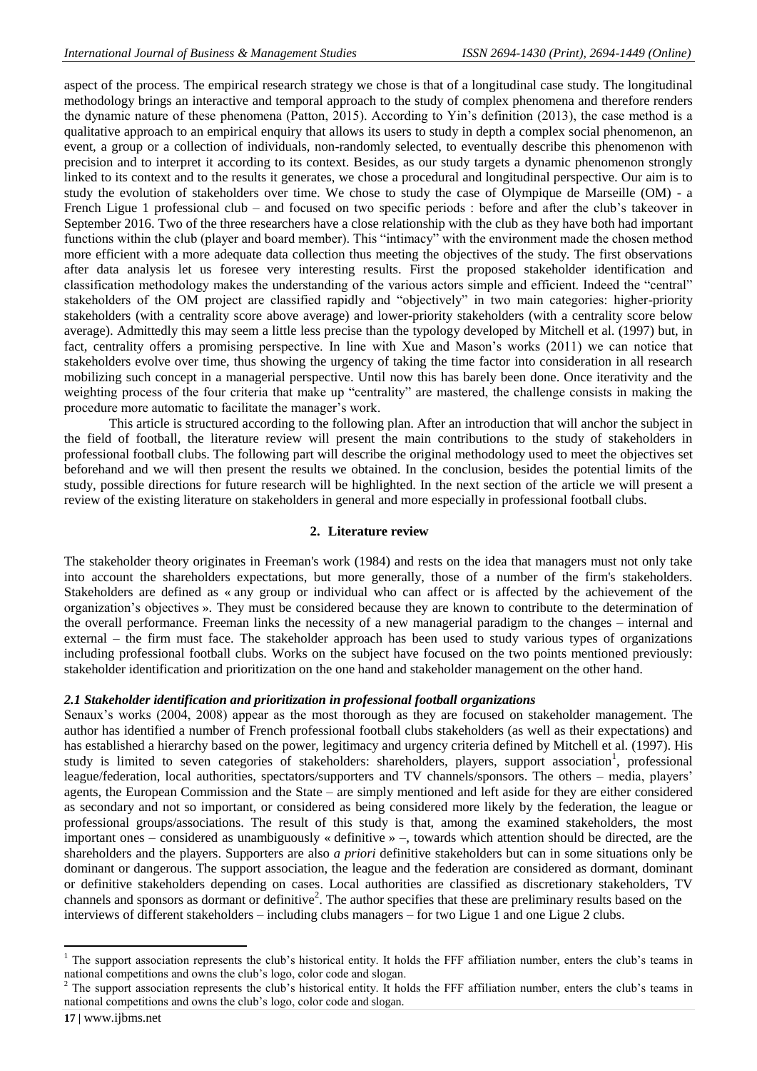aspect of the process. The empirical research strategy we chose is that of a longitudinal case study. The longitudinal methodology brings an interactive and temporal approach to the study of complex phenomena and therefore renders the dynamic nature of these phenomena (Patton, 2015). According to Yin's definition (2013), the case method is a qualitative approach to an empirical enquiry that allows its users to study in depth a complex social phenomenon, an event, a group or a collection of individuals, non-randomly selected, to eventually describe this phenomenon with precision and to interpret it according to its context. Besides, as our study targets a dynamic phenomenon strongly linked to its context and to the results it generates, we chose a procedural and longitudinal perspective. Our aim is to study the evolution of stakeholders over time. We chose to study the case of Olympique de Marseille (OM) - a French Ligue 1 professional club – and focused on two specific periods : before and after the club's takeover in September 2016. Two of the three researchers have a close relationship with the club as they have both had important functions within the club (player and board member). This "intimacy" with the environment made the chosen method more efficient with a more adequate data collection thus meeting the objectives of the study. The first observations after data analysis let us foresee very interesting results. First the proposed stakeholder identification and classification methodology makes the understanding of the various actors simple and efficient. Indeed the "central" stakeholders of the OM project are classified rapidly and "objectively" in two main categories: higher-priority stakeholders (with a centrality score above average) and lower-priority stakeholders (with a centrality score below average). Admittedly this may seem a little less precise than the typology developed by Mitchell et al. (1997) but, in fact, centrality offers a promising perspective. In line with Xue and Mason's works (2011) we can notice that stakeholders evolve over time, thus showing the urgency of taking the time factor into consideration in all research mobilizing such concept in a managerial perspective. Until now this has barely been done. Once iterativity and the weighting process of the four criteria that make up "centrality" are mastered, the challenge consists in making the procedure more automatic to facilitate the manager's work.

This article is structured according to the following plan. After an introduction that will anchor the subject in the field of football, the literature review will present the main contributions to the study of stakeholders in professional football clubs. The following part will describe the original methodology used to meet the objectives set beforehand and we will then present the results we obtained. In the conclusion, besides the potential limits of the study, possible directions for future research will be highlighted. In the next section of the article we will present a review of the existing literature on stakeholders in general and more especially in professional football clubs.

## 2. Literature review

The stakeholder theory originates in Freeman's work (1984) and rests on the idea that managers must not only take into account the shareholders expectations, but more generally, those of a number of the firm's stakeholders. Stakeholders are defined as « any group or individual who can affect or is affected by the achievement of the organization's objectives ». They must be considered because they are known to contribute to the determination of the overall performance. Freeman links the necessity of a new managerial paradigm to the changes – internal and external – the firm must face. The stakeholder approach has been used to study various types of organizations including professional football clubs. Works on the subject have focused on the two points mentioned previously: stakeholder identification and prioritization on the one hand and stakeholder management on the other hand.

### *2.1 Stakeholder identification and prioritization in professional football organizations*

Senaux's works (2004, 2008) appear as the most thorough as they are focused on stakeholder management. The author has identified a number of French professional football clubs stakeholders (as well as their expectations) and has established a hierarchy based on the power, legitimacy and urgency criteria defined by Mitchell et al. (1997). His study is limited to seven categories of stakeholders: shareholders, players, support association[1], professional league/federation, local authorities, spectators/supporters and TV channels/sponsors. The others – media, players' agents, the European Commission and the State – are simply mentioned and left aside for they are either considered as secondary and not so important, or considered as being considered more likely by the federation, the league or professional groups/associations. The result of this study is that, among the examined stakeholders, the most important ones – considered as unambiguously « definitive » –, towards which attention should be directed, are the shareholders and the players. Supporters are also *a priori* definitive stakeholders but can in some situations only be dominant or dangerous. The support association, the league and the federation are considered as dormant, dominant or definitive stakeholders depending on cases. Local authorities are classified as discretionary stakeholders, TV channels and sponsors as dormant or definitive[2]. The author specifies that these are preliminary results based on the interviews of different stakeholders – including clubs managers – for two Ligue 1 and one Ligue 2 clubs.

---

[1] The support association represents the club's historical entity. It holds the FFF affiliation number, enters the club's teams in national competitions and owns the club's logo, color code and slogan.

[2] The support association represents the club's historical entity. It holds the FFF affiliation number, enters the club's teams in national competitions and owns the club's logo, color code and slogan.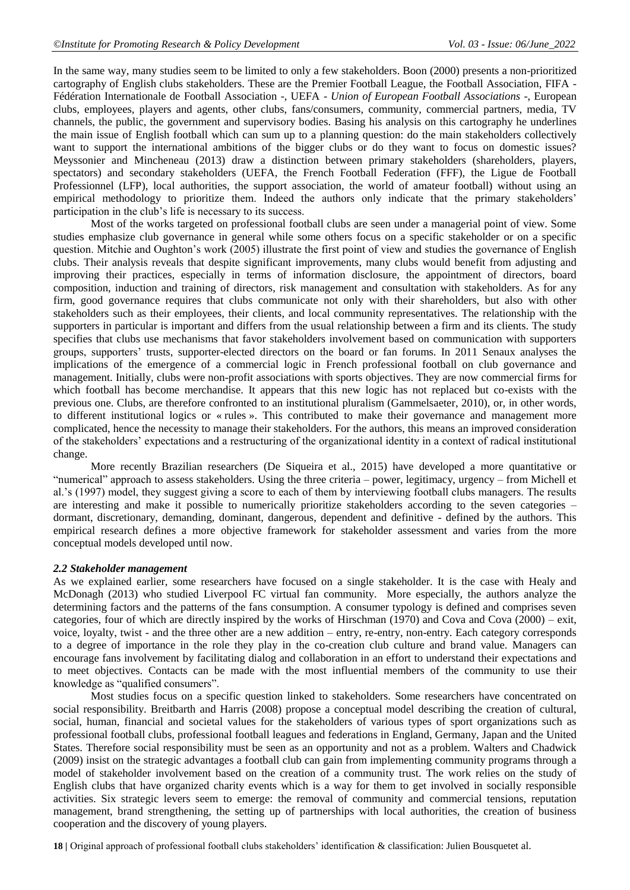In the same way, many studies seem to be limited to only a few stakeholders. Boon (2000) presents a non-prioritized cartography of English clubs stakeholders. These are the Premier Football League, the Football Association, FIFA - Fédération Internationale de Football Association -, UEFA - *Union of European Football Associations* -, European clubs, employees, players and agents, other clubs, fans/consumers, community, commercial partners, media, TV channels, the public, the government and supervisory bodies. Basing his analysis on this cartography he underlines the main issue of English football which can sum up to a planning question: do the main stakeholders collectively want to support the international ambitions of the bigger clubs or do they want to focus on domestic issues? Meyssonier and Mincheneau (2013) draw a distinction between primary stakeholders (shareholders, players, spectators) and secondary stakeholders (UEFA, the French Football Federation (FFF), the Ligue de Football Professionnel (LFP), local authorities, the support association, the world of amateur football) without using an empirical methodology to prioritize them. Indeed the authors only indicate that the primary stakeholders' participation in the club's life is necessary to its success.

Most of the works targeted on professional football clubs are seen under a managerial point of view. Some studies emphasize club governance in general while some others focus on a specific stakeholder or on a specific question. Mitchie and Oughton's work (2005) illustrate the first point of view and studies the governance of English clubs. Their analysis reveals that despite significant improvements, many clubs would benefit from adjusting and improving their practices, especially in terms of information disclosure, the appointment of directors, board composition, induction and training of directors, risk management and consultation with stakeholders. As for any firm, good governance requires that clubs communicate not only with their shareholders, but also with other stakeholders such as their employees, their clients, and local community representatives. The relationship with the supporters in particular is important and differs from the usual relationship between a firm and its clients. The study specifies that clubs use mechanisms that favor stakeholders involvement based on communication with supporters groups, supporters' trusts, supporter-elected directors on the board or fan forums. In 2011 Senaux analyses the implications of the emergence of a commercial logic in French professional football on club governance and management. Initially, clubs were non-profit associations with sports objectives. They are now commercial firms for which football has become merchandise. It appears that this new logic has not replaced but co-exists with the previous one. Clubs, are therefore confronted to an institutional pluralism (Gammelsaeter, 2010), or, in other words, to different institutional logics or « rules ». This contributed to make their governance and management more complicated, hence the necessity to manage their stakeholders. For the authors, this means an improved consideration of the stakeholders' expectations and a restructuring of the organizational identity in a context of radical institutional change.

More recently Brazilian researchers (De Siqueira et al., 2015) have developed a more quantitative or "numerical" approach to assess stakeholders. Using the three criteria – power, legitimacy, urgency – from Michell et al.'s (1997) model, they suggest giving a score to each of them by interviewing football clubs managers. The results are interesting and make it possible to numerically prioritize stakeholders according to the seven categories – dormant, discretionary, demanding, dominant, dangerous, dependent and definitive - defined by the authors. This empirical research defines a more objective framework for stakeholder assessment and varies from the more conceptual models developed until now.

### *2.2 Stakeholder management*

As we explained earlier, some researchers have focused on a single stakeholder. It is the case with Healy and McDonagh (2013) who studied Liverpool FC virtual fan community. More especially, the authors analyze the determining factors and the patterns of the fans consumption. A consumer typology is defined and comprises seven categories, four of which are directly inspired by the works of Hirschman (1970) and Cova and Cova (2000) – exit, voice, loyalty, twist - and the three other are a new addition – entry, re-entry, non-entry. Each category corresponds to a degree of importance in the role they play in the co-creation club culture and brand value. Managers can encourage fans involvement by facilitating dialog and collaboration in an effort to understand their expectations and to meet objectives. Contacts can be made with the most influential members of the community to use their knowledge as "qualified consumers".

Most studies focus on a specific question linked to stakeholders. Some researchers have concentrated on social responsibility. Breitbarth and Harris (2008) propose a conceptual model describing the creation of cultural, social, human, financial and societal values for the stakeholders of various types of sport organizations such as professional football clubs, professional football leagues and federations in England, Germany, Japan and the United States. Therefore social responsibility must be seen as an opportunity and not as a problem. Walters and Chadwick (2009) insist on the strategic advantages a football club can gain from implementing community programs through a model of stakeholder involvement based on the creation of a community trust. The work relies on the study of English clubs that have organized charity events which is a way for them to get involved in socially responsible activities. Six strategic levers seem to emerge: the removal of community and commercial tensions, reputation management, brand strengthening, the setting up of partnerships with local authorities, the creation of business cooperation and the discovery of young players.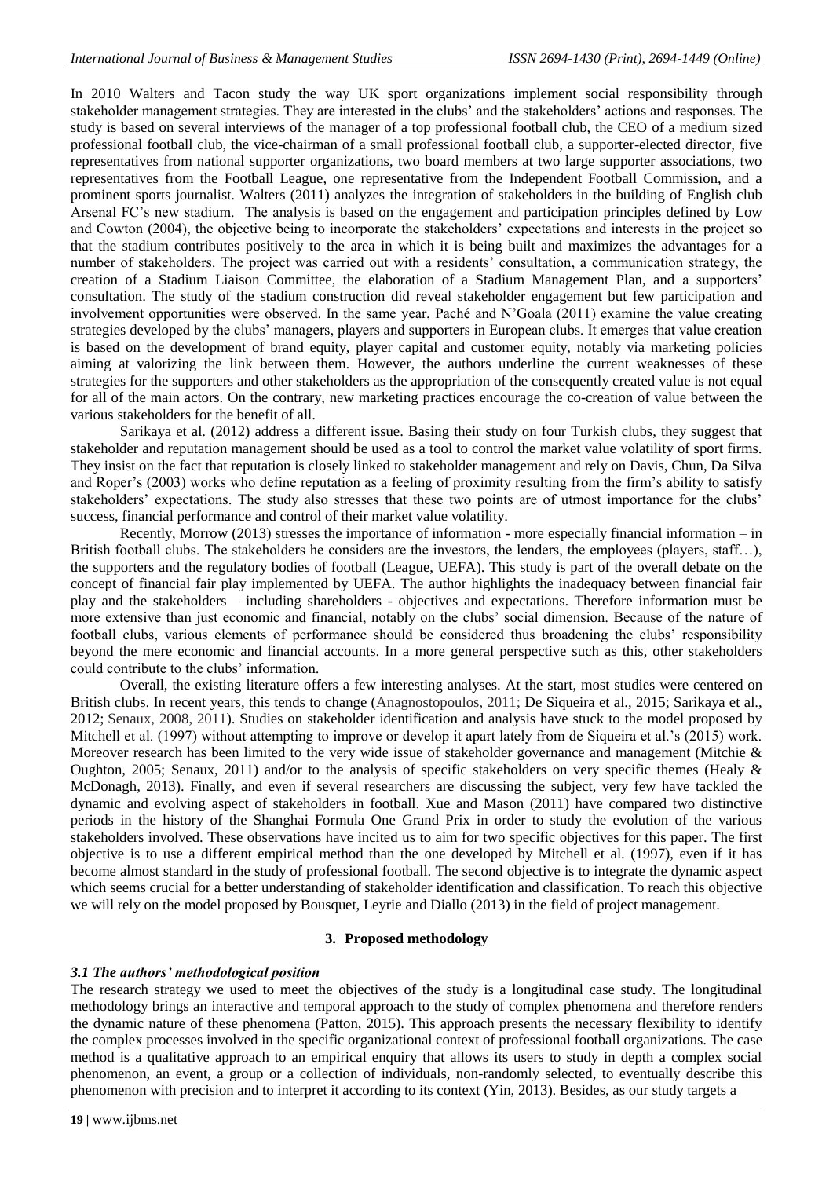In 2010 Walters and Tacon study the way UK sport organizations implement social responsibility through stakeholder management strategies. They are interested in the clubs' and the stakeholders' actions and responses. The study is based on several interviews of the manager of a top professional football club, the CEO of a medium sized professional football club, the vice-chairman of a small professional football club, a supporter-elected director, five representatives from national supporter organizations, two board members at two large supporter associations, two representatives from the Football League, one representative from the Independent Football Commission, and a prominent sports journalist. Walters (2011) analyzes the integration of stakeholders in the building of English club Arsenal FC's new stadium. The analysis is based on the engagement and participation principles defined by Low and Cowton (2004), the objective being to incorporate the stakeholders' expectations and interests in the project so that the stadium contributes positively to the area in which it is being built and maximizes the advantages for a number of stakeholders. The project was carried out with a residents' consultation, a communication strategy, the creation of a Stadium Liaison Committee, the elaboration of a Stadium Management Plan, and a supporters' consultation. The study of the stadium construction did reveal stakeholder engagement but few participation and involvement opportunities were observed. In the same year, Paché and N'Goala (2011) examine the value creating strategies developed by the clubs' managers, players and supporters in European clubs. It emerges that value creation is based on the development of brand equity, player capital and customer equity, notably via marketing policies aiming at valorizing the link between them. However, the authors underline the current weaknesses of these strategies for the supporters and other stakeholders as the appropriation of the consequently created value is not equal for all of the main actors. On the contrary, new marketing practices encourage the co-creation of value between the various stakeholders for the benefit of all.

Sarikaya et al. (2012) address a different issue. Basing their study on four Turkish clubs, they suggest that stakeholder and reputation management should be used as a tool to control the market value volatility of sport firms. They insist on the fact that reputation is closely linked to stakeholder management and rely on Davis, Chun, Da Silva and Roper's (2003) works who define reputation as a feeling of proximity resulting from the firm's ability to satisfy stakeholders' expectations. The study also stresses that these two points are of utmost importance for the clubs' success, financial performance and control of their market value volatility.

Recently, Morrow (2013) stresses the importance of information - more especially financial information – in British football clubs. The stakeholders he considers are the investors, the lenders, the employees (players, staff…), the supporters and the regulatory bodies of football (League, UEFA). This study is part of the overall debate on the concept of financial fair play implemented by UEFA. The author highlights the inadequacy between financial fair play and the stakeholders – including shareholders - objectives and expectations. Therefore information must be more extensive than just economic and financial, notably on the clubs' social dimension. Because of the nature of football clubs, various elements of performance should be considered thus broadening the clubs' responsibility beyond the mere economic and financial accounts. In a more general perspective such as this, other stakeholders could contribute to the clubs' information.

Overall, the existing literature offers a few interesting analyses. At the start, most studies were centered on British clubs. In recent years, this tends to change (Anagnostopoulos, 2011; De Siqueira et al., 2015; Sarikaya et al., 2012; Senaux, 2008, 2011). Studies on stakeholder identification and analysis have stuck to the model proposed by Mitchell et al. (1997) without attempting to improve or develop it apart lately from de Siqueira et al.'s (2015) work. Moreover research has been limited to the very wide issue of stakeholder governance and management (Mitchie & Oughton, 2005; Senaux, 2011) and/or to the analysis of specific stakeholders on very specific themes (Healy & McDonagh, 2013). Finally, and even if several researchers are discussing the subject, very few have tackled the dynamic and evolving aspect of stakeholders in football. Xue and Mason (2011) have compared two distinctive periods in the history of the Shanghai Formula One Grand Prix in order to study the evolution of the various stakeholders involved. These observations have incited us to aim for two specific objectives for this paper. The first objective is to use a different empirical method than the one developed by Mitchell et al. (1997), even if it has become almost standard in the study of professional football. The second objective is to integrate the dynamic aspect which seems crucial for a better understanding of stakeholder identification and classification. To reach this objective we will rely on the model proposed by Bousquet, Leyrie and Diallo (2013) in the field of project management.

## 3. Proposed methodology

### *3.1 The authors' methodological position*

The research strategy we used to meet the objectives of the study is a longitudinal case study. The longitudinal methodology brings an interactive and temporal approach to the study of complex phenomena and therefore renders the dynamic nature of these phenomena (Patton, 2015). This approach presents the necessary flexibility to identify the complex processes involved in the specific organizational context of professional football organizations. The case method is a qualitative approach to an empirical enquiry that allows its users to study in depth a complex social phenomenon, an event, a group or a collection of individuals, non-randomly selected, to eventually describe this phenomenon with precision and to interpret it according to its context (Yin, 2013). Besides, as our study targets a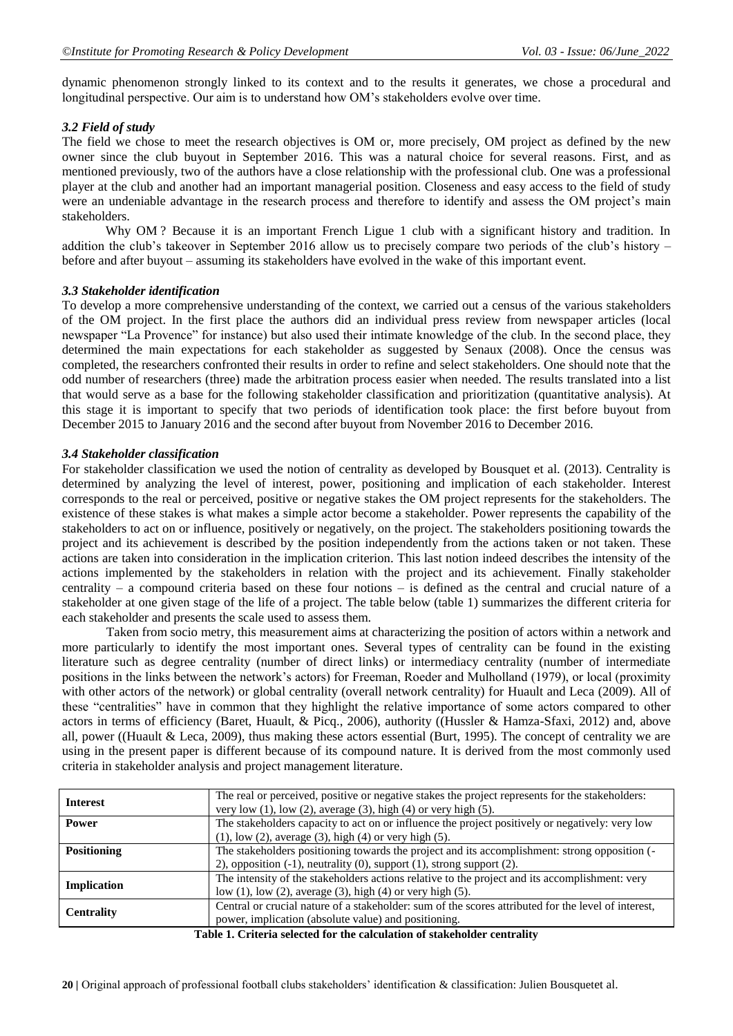dynamic phenomenon strongly linked to its context and to the results it generates, we chose a procedural and longitudinal perspective. Our aim is to understand how OM's stakeholders evolve over time.

### *3.2 Field of study*

The field we chose to meet the research objectives is OM or, more precisely, OM project as defined by the new owner since the club buyout in September 2016. This was a natural choice for several reasons. First, and as mentioned previously, two of the authors have a close relationship with the professional club. One was a professional player at the club and another had an important managerial position. Closeness and easy access to the field of study were an undeniable advantage in the research process and therefore to identify and assess the OM project's main stakeholders.

Why OM ? Because it is an important French Ligue 1 club with a significant history and tradition. In addition the club's takeover in September 2016 allow us to precisely compare two periods of the club's history – before and after buyout – assuming its stakeholders have evolved in the wake of this important event.

### *3.3 Stakeholder identification*

To develop a more comprehensive understanding of the context, we carried out a census of the various stakeholders of the OM project. In the first place the authors did an individual press review from newspaper articles (local newspaper "La Provence" for instance) but also used their intimate knowledge of the club. In the second place, they determined the main expectations for each stakeholder as suggested by Senaux (2008). Once the census was completed, the researchers confronted their results in order to refine and select stakeholders. One should note that the odd number of researchers (three) made the arbitration process easier when needed. The results translated into a list that would serve as a base for the following stakeholder classification and prioritization (quantitative analysis). At this stage it is important to specify that two periods of identification took place: the first before buyout from December 2015 to January 2016 and the second after buyout from November 2016 to December 2016.

### *3.4 Stakeholder classification*

For stakeholder classification we used the notion of centrality as developed by Bousquet et al. (2013). Centrality is determined by analyzing the level of interest, power, positioning and implication of each stakeholder. Interest corresponds to the real or perceived, positive or negative stakes the OM project represents for the stakeholders. The existence of these stakes is what makes a simple actor become a stakeholder. Power represents the capability of the stakeholders to act on or influence, positively or negatively, on the project. The stakeholders positioning towards the project and its achievement is described by the position independently from the actions taken or not taken. These actions are taken into consideration in the implication criterion. This last notion indeed describes the intensity of the actions implemented by the stakeholders in relation with the project and its achievement. Finally stakeholder centrality – a compound criteria based on these four notions – is defined as the central and crucial nature of a stakeholder at one given stage of the life of a project. The table below (table 1) summarizes the different criteria for each stakeholder and presents the scale used to assess them.

Taken from socio metry, this measurement aims at characterizing the position of actors within a network and more particularly to identify the most important ones. Several types of centrality can be found in the existing literature such as degree centrality (number of direct links) or intermediacy centrality (number of intermediate positions in the links between the network's actors) for Freeman, Roeder and Mulholland (1979), or local (proximity with other actors of the network) or global centrality (overall network centrality) for Huault and Leca (2009). All of these "centralities" have in common that they highlight the relative importance of some actors compared to other actors in terms of efficiency (Baret, Huault, & Picq., 2006), authority ((Hussler & Hamza-Sfaxi, 2012) and, above all, power ((Huault & Leca, 2009), thus making these actors essential (Burt, 1995). The concept of centrality we are using in the present paper is different because of its compound nature. It is derived from the most commonly used criteria in stakeholder analysis and project management literature.

| | |
|---|---|
| **Interest** | The real or perceived, positive or negative stakes the project represents for the stakeholders: very low (1), low (2), average (3), high (4) or very high (5). |
| **Power** | The stakeholders capacity to act on or influence the project positively or negatively: very low (1), low (2), average (3), high (4) or very high (5). |
| **Positioning** | The stakeholders positioning towards the project and its accomplishment: strong opposition (-2), opposition (-1), neutrality (0), support (1), strong support (2). |
| **Implication** | The intensity of the stakeholders actions relative to the project and its accomplishment: very low (1), low (2), average (3), high (4) or very high (5). |
| **Centrality** | Central or crucial nature of a stakeholder: sum of the scores attributed for the level of interest, power, implication (absolute value) and positioning. |

**Table 1. Criteria selected for the calculation of stakeholder centrality**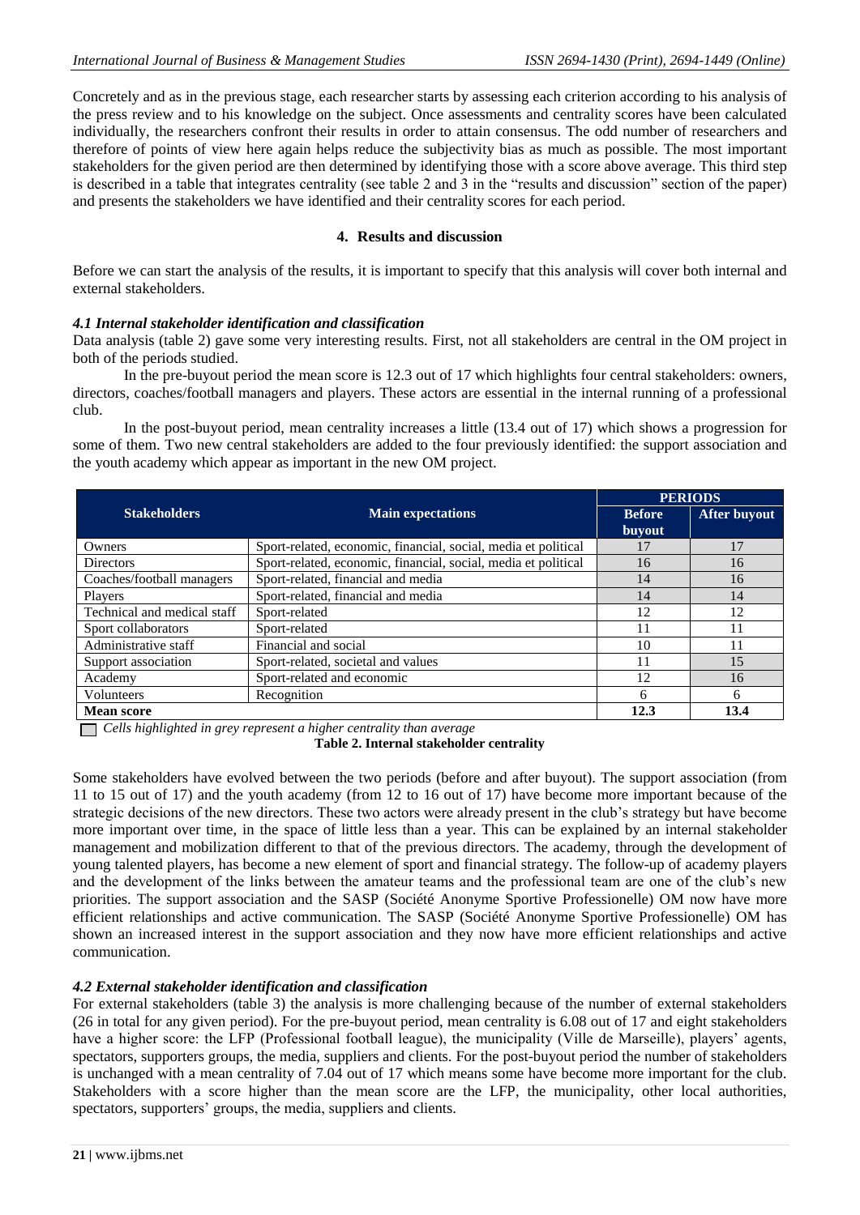Concretely and as in the previous stage, each researcher starts by assessing each criterion according to his analysis of the press review and to his knowledge on the subject. Once assessments and centrality scores have been calculated individually, the researchers confront their results in order to attain consensus. The odd number of researchers and therefore of points of view here again helps reduce the subjectivity bias as much as possible. The most important stakeholders for the given period are then determined by identifying those with a score above average. This third step is described in a table that integrates centrality (see table 2 and 3 in the "results and discussion" section of the paper) and presents the stakeholders we have identified and their centrality scores for each period.

## 4. Results and discussion

Before we can start the analysis of the results, it is important to specify that this analysis will cover both internal and external stakeholders.

### *4.1 Internal stakeholder identification and classification*

Data analysis (table 2) gave some very interesting results. First, not all stakeholders are central in the OM project in both of the periods studied.

In the pre-buyout period the mean score is 12.3 out of 17 which highlights four central stakeholders: owners, directors, coaches/football managers and players. These actors are essential in the internal running of a professional club.

In the post-buyout period, mean centrality increases a little (13.4 out of 17) which shows a progression for some of them. Two new central stakeholders are added to the four previously identified: the support association and the youth academy which appear as important in the new OM project.

| Stakeholders | Main expectations | PERIODS | |
|---|---|---|---|
| | | Before buyout | After buyout |
| Owners | Sport-related, economic, financial, social, media et political | 17 | 17 |
| Directors | Sport-related, economic, financial, social, media et political | 16 | 16 |
| Coaches/football managers | Sport-related, financial and media | 14 | 16 |
| Players | Sport-related, financial and media | 14 | 14 |
| Technical and medical staff | Sport-related | 12 | 12 |
| Sport collaborators | Sport-related | 11 | 11 |
| Administrative staff | Financial and social | 10 | 11 |
| Support association | Sport-related, societal and values | 11 | 15 |
| Academy | Sport-related and economic | 12 | 16 |
| Volunteers | Recognition | 6 | 6 |
| **Mean score** | | **12.3** | **13.4** |

*Cells highlighted in grey represent a higher centrality than average*

**Table 2. Internal stakeholder centrality**

Some stakeholders have evolved between the two periods (before and after buyout). The support association (from 11 to 15 out of 17) and the youth academy (from 12 to 16 out of 17) have become more important because of the strategic decisions of the new directors. These two actors were already present in the club's strategy but have become more important over time, in the space of little less than a year. This can be explained by an internal stakeholder management and mobilization different to that of the previous directors. The academy, through the development of young talented players, has become a new element of sport and financial strategy. The follow-up of academy players and the development of the links between the amateur teams and the professional team are one of the club's new priorities. The support association and the SASP (Société Anonyme Sportive Professionelle) OM now have more efficient relationships and active communication. The SASP (Société Anonyme Sportive Professionelle) OM has shown an increased interest in the support association and they now have more efficient relationships and active communication.

### *4.2 External stakeholder identification and classification*

For external stakeholders (table 3) the analysis is more challenging because of the number of external stakeholders (26 in total for any given period). For the pre-buyout period, mean centrality is 6.08 out of 17 and eight stakeholders have a higher score: the LFP (Professional football league), the municipality (Ville de Marseille), players' agents, spectators, supporters groups, the media, suppliers and clients. For the post-buyout period the number of stakeholders is unchanged with a mean centrality of 7.04 out of 17 which means some have become more important for the club. Stakeholders with a score higher than the mean score are the LFP, the municipality, other local authorities, spectators, supporters' groups, the media, suppliers and clients.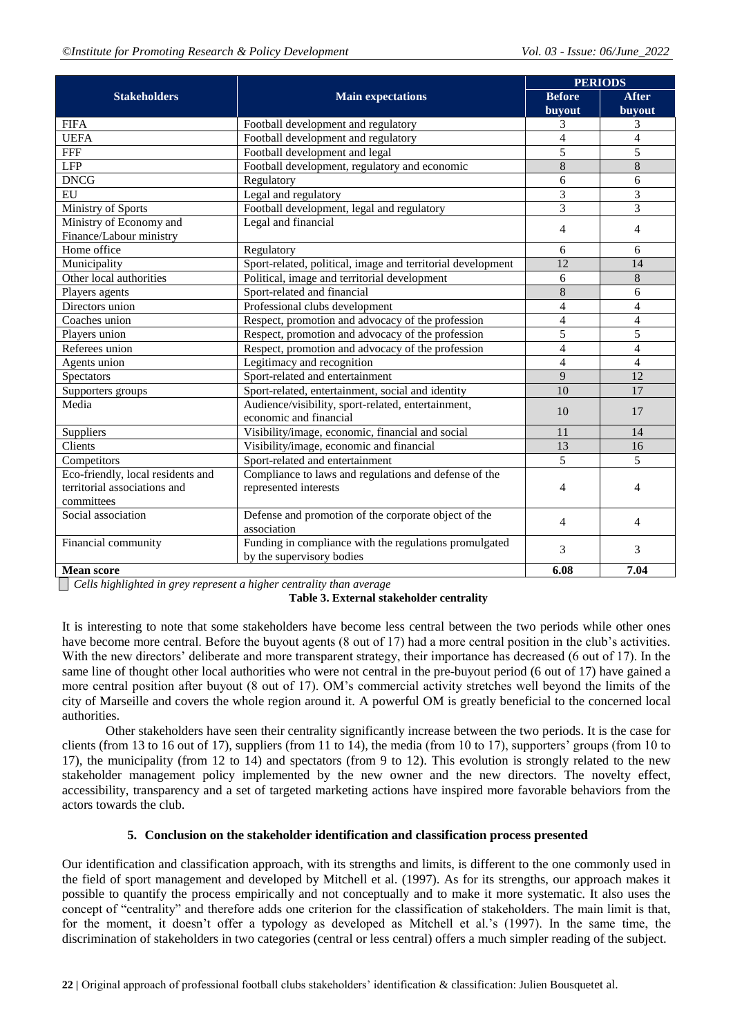| Stakeholders | Main expectations | PERIODS | |
|---|---|---|---|
| | | Before buyout | After buyout |
| FIFA | Football development and regulatory | 3 | 3 |
| UEFA | Football development and regulatory | 4 | 4 |
| FFF | Football development and legal | 5 | 5 |
| LFP | Football development, regulatory and economic | 8 | 8 |
| DNCG | Regulatory | 6 | 6 |
| EU | Legal and regulatory | 3 | 3 |
| Ministry of Sports | Football development, legal and regulatory | 3 | 3 |
| Ministry of Economy and Finance/Labour ministry | Legal and financial | 4 | 4 |
| Home office | Regulatory | 6 | 6 |
| Municipality | Sport-related, political, image and territorial development | 12 | 14 |
| Other local authorities | Political, image and territorial development | 6 | 8 |
| Players agents | Sport-related and financial | 8 | 6 |
| Directors union | Professional clubs development | 4 | 4 |
| Coaches union | Respect, promotion and advocacy of the profession | 4 | 4 |
| Players union | Respect, promotion and advocacy of the profession | 5 | 5 |
| Referees union | Respect, promotion and advocacy of the profession | 4 | 4 |
| Agents union | Legitimacy and recognition | 4 | 4 |
| Spectators | Sport-related and entertainment | 9 | 12 |
| Supporters groups | Sport-related, entertainment, social and identity | 10 | 17 |
| Media | Audience/visibility, sport-related, entertainment, economic and financial | 10 | 17 |
| Suppliers | Visibility/image, economic, financial and social | 11 | 14 |
| Clients | Visibility/image, economic and financial | 13 | 16 |
| Competitors | Sport-related and entertainment | 5 | 5 |
| Eco-friendly, local residents and territorial associations and committees | Compliance to laws and regulations and defense of the represented interests | 4 | 4 |
| Social association | Defense and promotion of the corporate object of the association | 4 | 4 |
| Financial community | Funding in compliance with the regulations promulgated by the supervisory bodies | 3 | 3 |
| **Mean score** | | **6.08** | **7.04** |

*Cells highlighted in grey represent a higher centrality than average*

**Table 3. External stakeholder centrality**

It is interesting to note that some stakeholders have become less central between the two periods while other ones have become more central. Before the buyout agents (8 out of 17) had a more central position in the club's activities. With the new directors' deliberate and more transparent strategy, their importance has decreased (6 out of 17). In the same line of thought other local authorities who were not central in the pre-buyout period (6 out of 17) have gained a more central position after buyout (8 out of 17). OM's commercial activity stretches well beyond the limits of the city of Marseille and covers the whole region around it. A powerful OM is greatly beneficial to the concerned local authorities.

Other stakeholders have seen their centrality significantly increase between the two periods. It is the case for clients (from 13 to 16 out of 17), suppliers (from 11 to 14), the media (from 10 to 17), supporters' groups (from 10 to 17), the municipality (from 12 to 14) and spectators (from 9 to 12). This evolution is strongly related to the new stakeholder management policy implemented by the new owner and the new directors. The novelty effect, accessibility, transparency and a set of targeted marketing actions have inspired more favorable behaviors from the actors towards the club.

## 5. Conclusion on the stakeholder identification and classification process presented

Our identification and classification approach, with its strengths and limits, is different to the one commonly used in the field of sport management and developed by Mitchell et al. (1997). As for its strengths, our approach makes it possible to quantify the process empirically and not conceptually and to make it more systematic. It also uses the concept of "centrality" and therefore adds one criterion for the classification of stakeholders. The main limit is that, for the moment, it doesn't offer a typology as developed as Mitchell et al.'s (1997). In the same time, the discrimination of stakeholders in two categories (central or less central) offers a much simpler reading of the subject.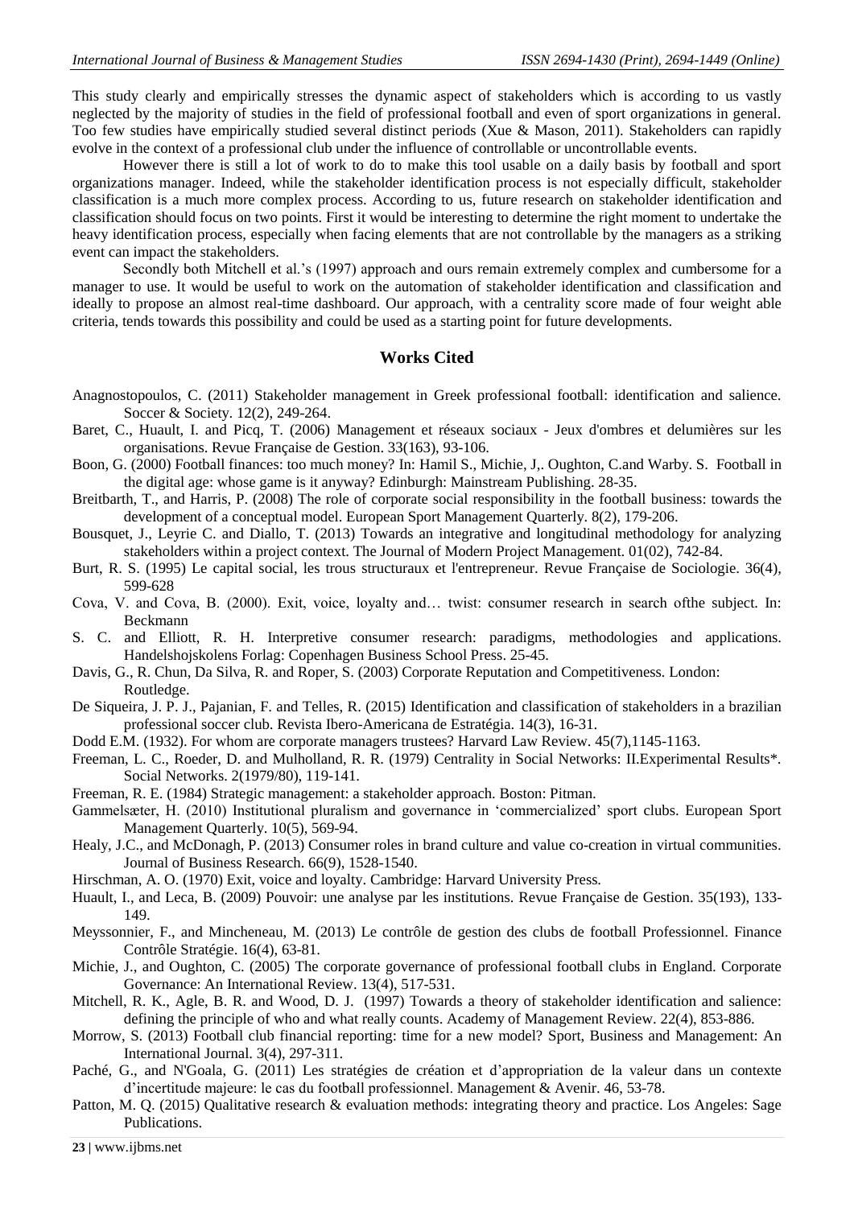This study clearly and empirically stresses the dynamic aspect of stakeholders which is according to us vastly neglected by the majority of studies in the field of professional football and even of sport organizations in general. Too few studies have empirically studied several distinct periods (Xue & Mason, 2011). Stakeholders can rapidly evolve in the context of a professional club under the influence of controllable or uncontrollable events.

However there is still a lot of work to do to make this tool usable on a daily basis by football and sport organizations manager. Indeed, while the stakeholder identification process is not especially difficult, stakeholder classification is a much more complex process. According to us, future research on stakeholder identification and classification should focus on two points. First it would be interesting to determine the right moment to undertake the heavy identification process, especially when facing elements that are not controllable by the managers as a striking event can impact the stakeholders.

Secondly both Mitchell et al.'s (1997) approach and ours remain extremely complex and cumbersome for a manager to use. It would be useful to work on the automation of stakeholder identification and classification and ideally to propose an almost real-time dashboard. Our approach, with a centrality score made of four weight able criteria, tends towards this possibility and could be used as a starting point for future developments.

## Works Cited

Anagnostopoulos, C. (2011) Stakeholder management in Greek professional football: identification and salience. Soccer & Society. 12(2), 249-264.

Baret, C., Huault, I. and Picq, T. (2006) Management et réseaux sociaux - Jeux d'ombres et delumières sur les organisations. Revue Française de Gestion. 33(163), 93-106.

Boon, G. (2000) Football finances: too much money? In: Hamil S., Michie, J,. Oughton, C.and Warby. S. Football in the digital age: whose game is it anyway? Edinburgh: Mainstream Publishing. 28-35.

Breitbarth, T., and Harris, P. (2008) The role of corporate social responsibility in the football business: towards the development of a conceptual model. European Sport Management Quarterly. 8(2), 179-206.

Bousquet, J., Leyrie C. and Diallo, T. (2013) Towards an integrative and longitudinal methodology for analyzing stakeholders within a project context. The Journal of Modern Project Management. 01(02), 742-84.

Burt, R. S. (1995) Le capital social, les trous structuraux et l'entrepreneur. Revue Française de Sociologie. 36(4), 599-628

Cova, V. and Cova, B. (2000). Exit, voice, loyalty and… twist: consumer research in search ofthe subject. In: Beckmann

S. C. and Elliott, R. H. Interpretive consumer research: paradigms, methodologies and applications. Handelshojskolens Forlag: Copenhagen Business School Press. 25-45.

Davis, G., R. Chun, Da Silva, R. and Roper, S. (2003) Corporate Reputation and Competitiveness. London: Routledge.

De Siqueira, J. P. J., Pajanian, F. and Telles, R. (2015) Identification and classification of stakeholders in a brazilian professional soccer club. Revista Ibero-Americana de Estratégia. 14(3), 16-31.

Dodd E.M. (1932). For whom are corporate managers trustees? Harvard Law Review. 45(7),1145-1163.

Freeman, L. C., Roeder, D. and Mulholland, R. R. (1979) Centrality in Social Networks: II.Experimental Results*. Social Networks. 2(1979/80), 119-141.

Freeman, R. E. (1984) Strategic management: a stakeholder approach. Boston: Pitman.

Gammelsæter, H. (2010) Institutional pluralism and governance in 'commercialized' sport clubs. European Sport Management Quarterly. 10(5), 569-94.

Healy, J.C., and McDonagh, P. (2013) Consumer roles in brand culture and value co-creation in virtual communities. Journal of Business Research. 66(9), 1528-1540.

Hirschman, A. O. (1970) Exit, voice and loyalty. Cambridge: Harvard University Press.

Huault, I., and Leca, B. (2009) Pouvoir: une analyse par les institutions. Revue Française de Gestion. 35(193), 133-149.

Meyssonnier, F., and Mincheneau, M. (2013) Le contrôle de gestion des clubs de football Professionnel. Finance Contrôle Stratégie. 16(4), 63-81.

Michie, J., and Oughton, C. (2005) The corporate governance of professional football clubs in England. Corporate Governance: An International Review. 13(4), 517-531.

Mitchell, R. K., Agle, B. R. and Wood, D. J. (1997) Towards a theory of stakeholder identification and salience: defining the principle of who and what really counts. Academy of Management Review. 22(4), 853-886.

Morrow, S. (2013) Football club financial reporting: time for a new model? Sport, Business and Management: An International Journal. 3(4), 297-311.

Paché, G., and N'Goala, G. (2011) Les stratégies de création et d'appropriation de la valeur dans un contexte d'incertitude majeure: le cas du football professionnel. Management & Avenir. 46, 53-78.

Patton, M. Q. (2015) Qualitative research & evaluation methods: integrating theory and practice. Los Angeles: Sage Publications.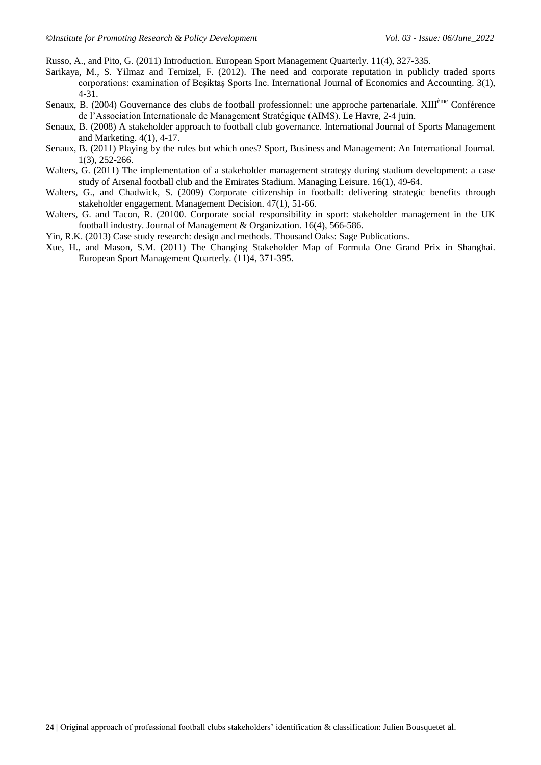Russo, A., and Pito, G. (2011) Introduction. European Sport Management Quarterly. 11(4), 327-335.

Sarikaya, M., S. Yilmaz and Temizel, F. (2012). The need and corporate reputation in publicly traded sports corporations: examination of Beşiktaş Sports Inc. International Journal of Economics and Accounting. 3(1), 4-31.

Senaux, B. (2004) Gouvernance des clubs de football professionnel: une approche partenariale. XIII[ème] Conférence de l'Association Internationale de Management Stratégique (AIMS). Le Havre, 2-4 juin.

Senaux, B. (2008) A stakeholder approach to football club governance. International Journal of Sports Management and Marketing. 4(1), 4-17.

Senaux, B. (2011) Playing by the rules but which ones? Sport, Business and Management: An International Journal. 1(3), 252-266.

Walters, G. (2011) The implementation of a stakeholder management strategy during stadium development: a case study of Arsenal football club and the Emirates Stadium. Managing Leisure. 16(1), 49-64.

Walters, G., and Chadwick, S. (2009) Corporate citizenship in football: delivering strategic benefits through stakeholder engagement. Management Decision. 47(1), 51-66.

Walters, G. and Tacon, R. (20100. Corporate social responsibility in sport: stakeholder management in the UK football industry. Journal of Management & Organization. 16(4), 566-586.

Yin, R.K. (2013) Case study research: design and methods. Thousand Oaks: Sage Publications.

Xue, H., and Mason, S.M. (2011) The Changing Stakeholder Map of Formula One Grand Prix in Shanghai. European Sport Management Quarterly. (11)4, 371-395.